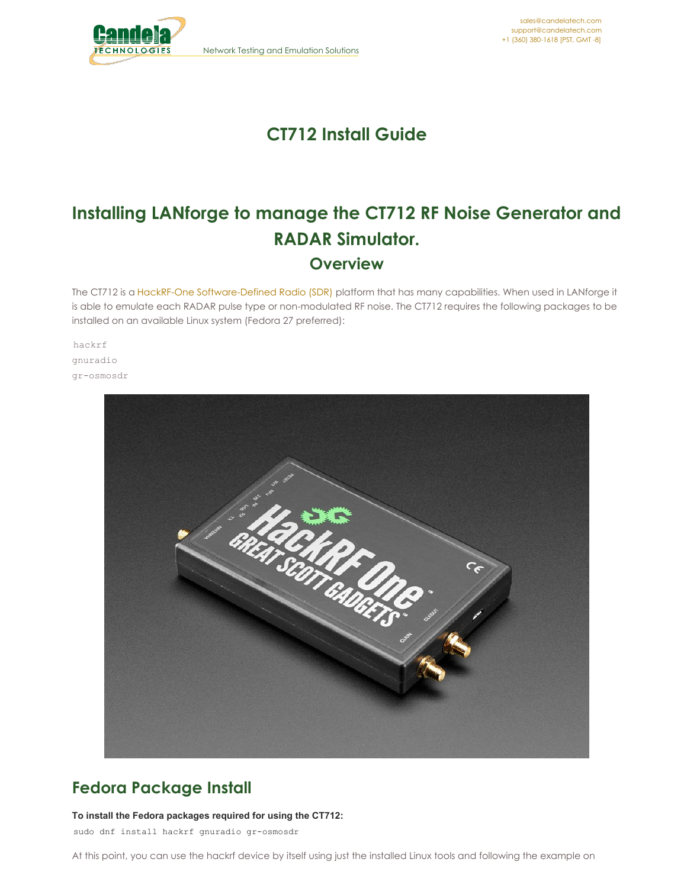# CT712 Install Guide

# Installing LANforge to manage the CT712 RF Noise Generator and RADAR Simulator.

## Overview

The CT712 is a HackRF-One Software-Defined Radio (SDR) platform that has many capabilities. When used in LANforge it is able to emulate each RADAR pulse type or non-modulated RF noise. The CT712 requires the following packages to be installed on an available Linux system (Fedora 27 preferred):

```
hackrf
gnuradio
gr-osmosdr
```

## Fedora Package Install

**To install the Fedora packages required for using the CT712:**

```
sudo dnf install hackrf gnuradio gr-osmosdr
```

At this point, you can use the hackrf device by itself using just the installed Linux tools and following the example on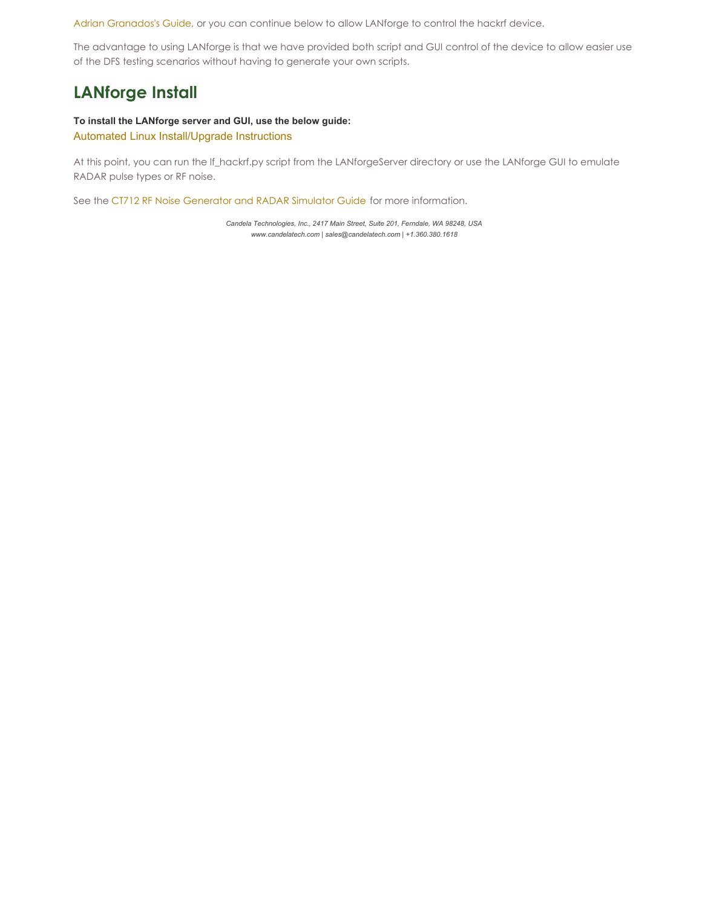Adrian Granados's Guide, or you can continue below to allow LANforge to control the hackrf device.

The advantage to using LANforge is that we have provided both script and GUI control of the device to allow easier use of the DFS testing scenarios without having to generate your own scripts.

## LANforge Install

**To install the LANforge server and GUI, use the below guide:**

Automated Linux Install/Upgrade Instructions

At this point, you can run the lf_hackrf.py script from the LANforgeServer directory or use the LANforge GUI to emulate RADAR pulse types or RF noise.

See the CT712 RF Noise Generator and RADAR Simulator Guide for more information.

*Candela Technologies, Inc., 2417 Main Street, Suite 201, Ferndale, WA 98248, USA*
*www.candelatech.com | sales@candelatech.com | +1.360.380.1618*